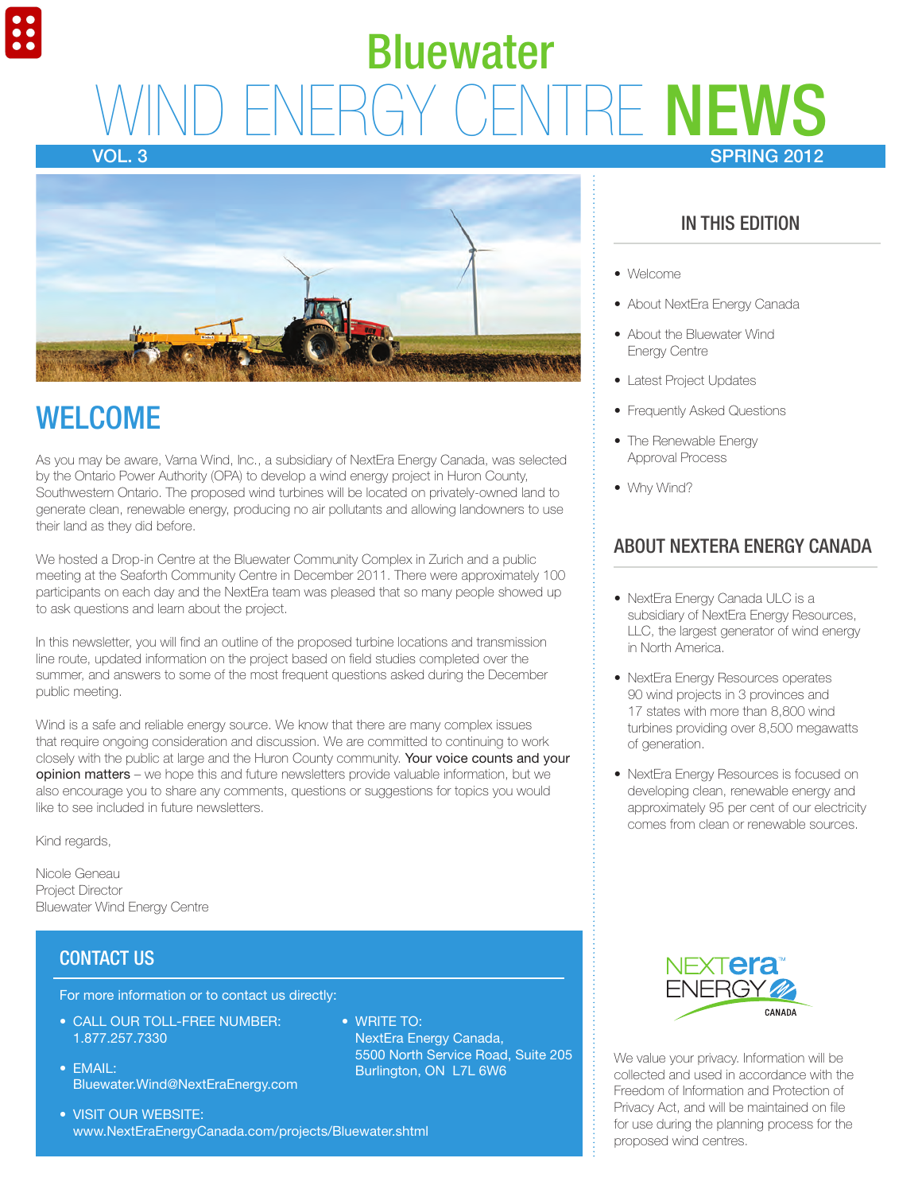# Bluewater WIND ENERGY CENTRE NEWS

VOL. 3 SPRING 2012

## WELCOME

As you may be aware, Varna Wind, Inc., a subsidiary of NextEra Energy Canada, was selected by the Ontario Power Authority (OPA) to develop a wind energy project in Huron County, Southwestern Ontario. The proposed wind turbines will be located on privately-owned land to generate clean, renewable energy, producing no air pollutants and allowing landowners to use their land as they did before.

We hosted a Drop-in Centre at the Bluewater Community Complex in Zurich and a public meeting at the Seaforth Community Centre in December 2011. There were approximately 100 participants on each day and the NextEra team was pleased that so many people showed up to ask questions and learn about the project.

In this newsletter, you will find an outline of the proposed turbine locations and transmission line route, updated information on the project based on field studies completed over the summer, and answers to some of the most frequent questions asked during the December public meeting.

Wind is a safe and reliable energy source. We know that there are many complex issues that require ongoing consideration and discussion. We are committed to continuing to work closely with the public at large and the Huron County community. Your voice counts and your opinion matters – we hope this and future newsletters provide valuable information, but we also encourage you to share any comments, questions or suggestions for topics you would like to see included in future newsletters.

Kind regards,

Nicole Geneau
Project Director
Bluewater Wind Energy Centre

## CONTACT US

For more information or to contact us directly:

- CALL OUR TOLL-FREE NUMBER: 1.877.257.7330
- EMAIL: Bluewater.Wind@NextEraEnergy.com
- VISIT OUR WEBSITE: www.NextEraEnergyCanada.com/projects/Bluewater.shtml
- WRITE TO: NextEra Energy Canada, 5500 North Service Road, Suite 205 Burlington, ON L7L 6W6

## IN THIS EDITION

- Welcome
- About NextEra Energy Canada
- About the Bluewater Wind Energy Centre
- Latest Project Updates
- Frequently Asked Questions
- The Renewable Energy Approval Process
- Why Wind?

## ABOUT NEXTERA ENERGY CANADA

- NextEra Energy Canada ULC is a subsidiary of NextEra Energy Resources, LLC, the largest generator of wind energy in North America.
- NextEra Energy Resources operates 90 wind projects in 3 provinces and 17 states with more than 8,800 wind turbines providing over 8,500 megawatts of generation.
- NextEra Energy Resources is focused on developing clean, renewable energy and approximately 95 per cent of our electricity comes from clean or renewable sources.

NEXTera ENERGY CANADA

We value your privacy. Information will be collected and used in accordance with the Freedom of Information and Protection of Privacy Act, and will be maintained on file for use during the planning process for the proposed wind centres.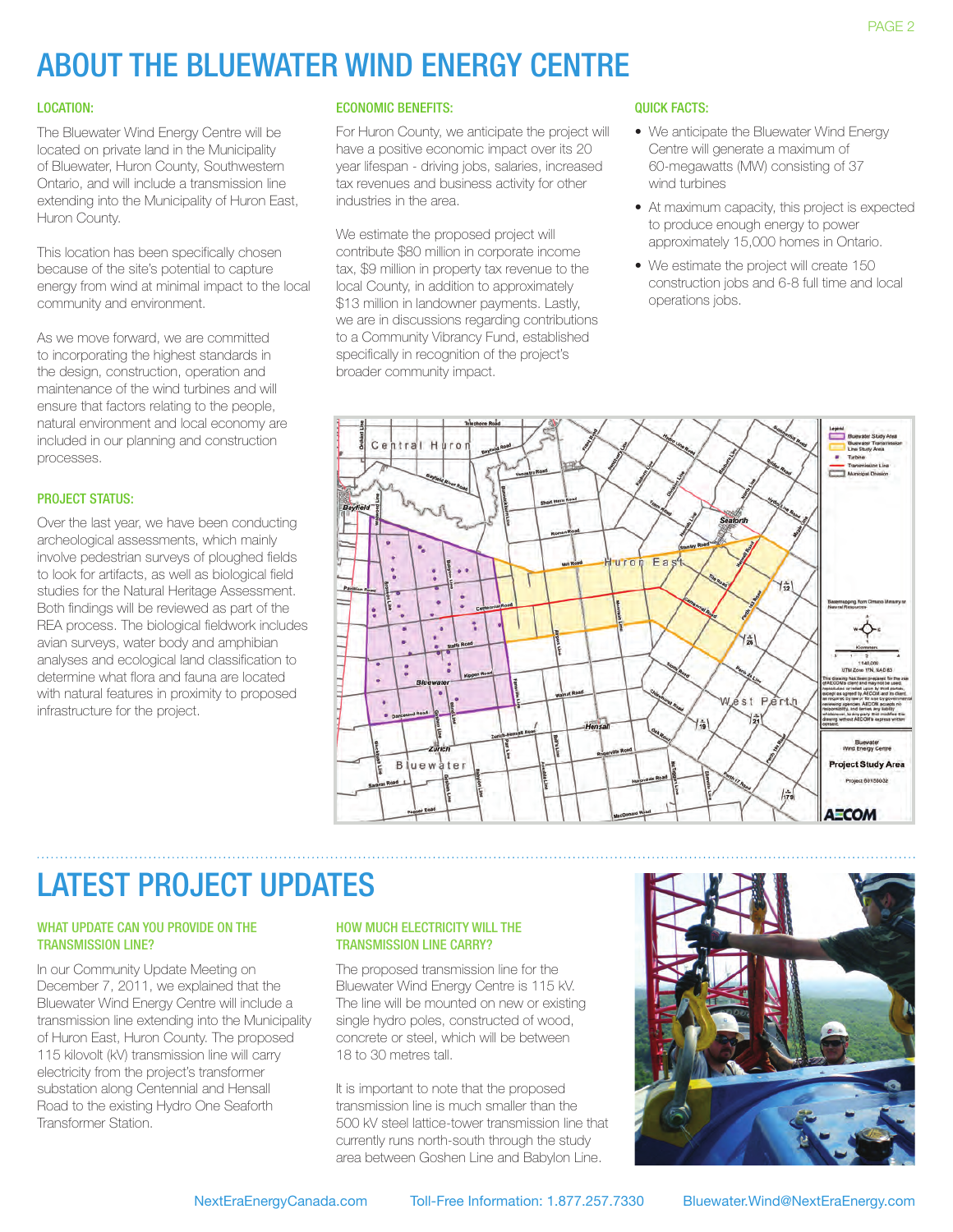# ABOUT THE BLUEWATER WIND ENERGY CENTRE

### LOCATION:

The Bluewater Wind Energy Centre will be located on private land in the Municipality of Bluewater, Huron County, Southwestern Ontario, and will include a transmission line extending into the Municipality of Huron East, Huron County.

This location has been specifically chosen because of the site's potential to capture energy from wind at minimal impact to the local community and environment.

As we move forward, we are committed to incorporating the highest standards in the design, construction, operation and maintenance of the wind turbines and will ensure that factors relating to the people, natural environment and local economy are included in our planning and construction processes.

### PROJECT STATUS:

Over the last year, we have been conducting archeological assessments, which mainly involve pedestrian surveys of ploughed fields to look for artifacts, as well as biological field studies for the Natural Heritage Assessment. Both findings will be reviewed as part of the REA process. The biological fieldwork includes avian surveys, water body and amphibian analyses and ecological land classification to determine what flora and fauna are located with natural features in proximity to proposed infrastructure for the project.

### ECONOMIC BENEFITS:

For Huron County, we anticipate the project will have a positive economic impact over its 20 year lifespan - driving jobs, salaries, increased tax revenues and business activity for other industries in the area.

We estimate the proposed project will contribute $80 million in corporate income tax, $9 million in property tax revenue to the local County, in addition to approximately $13 million in landowner payments. Lastly, we are in discussions regarding contributions to a Community Vibrancy Fund, established specifically in recognition of the project's broader community impact.

### QUICK FACTS:

- We anticipate the Bluewater Wind Energy Centre will generate a maximum of 60-megawatts (MW) consisting of 37 wind turbines
- At maximum capacity, this project is expected to produce enough energy to power approximately 15,000 homes in Ontario.
- We estimate the project will create 150 construction jobs and 6-8 full time and local operations jobs.

# LATEST PROJECT UPDATES

### WHAT UPDATE CAN YOU PROVIDE ON THE TRANSMISSION LINE?

In our Community Update Meeting on December 7, 2011, we explained that the Bluewater Wind Energy Centre will include a transmission line extending into the Municipality of Huron East, Huron County. The proposed 115 kilovolt (kV) transmission line will carry electricity from the project's transformer substation along Centennial and Hensall Road to the existing Hydro One Seaforth Transformer Station.

### HOW MUCH ELECTRICITY WILL THE TRANSMISSION LINE CARRY?

The proposed transmission line for the Bluewater Wind Energy Centre is 115 kV. The line will be mounted on new or existing single hydro poles, constructed of wood, concrete or steel, which will be between 18 to 30 metres tall.

It is important to note that the proposed transmission line is much smaller than the 500 kV steel lattice-tower transmission line that currently runs north-south through the study area between Goshen Line and Babylon Line.

NextEraEnergyCanada.com Toll-Free Information: 1.877.257.7330 Bluewater.Wind@NextEraEnergy.com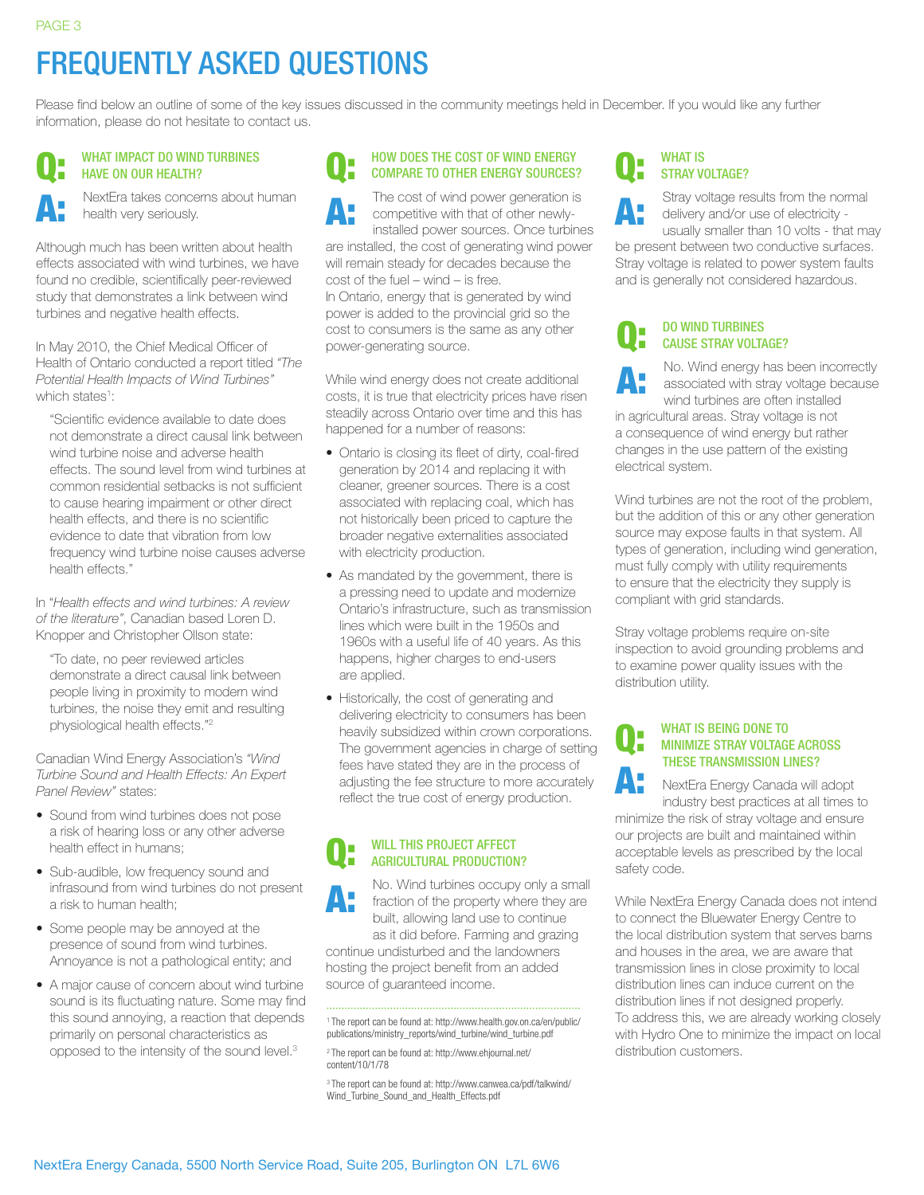# FREQUENTLY ASKED QUESTIONS

Please find below an outline of some of the key issues discussed in the community meetings held in December. If you would like any further information, please do not hesitate to contact us.

### Q: WHAT IMPACT DO WIND TURBINES HAVE ON OUR HEALTH?

**A:** NextEra takes concerns about human health very seriously.

Although much has been written about health effects associated with wind turbines, we have found no credible, scientifically peer-reviewed study that demonstrates a link between wind turbines and negative health effects.

In May 2010, the Chief Medical Officer of Health of Ontario conducted a report titled *"The Potential Health Impacts of Wind Turbines"* which states[1]:

> "Scientific evidence available to date does not demonstrate a direct causal link between wind turbine noise and adverse health effects. The sound level from wind turbines at common residential setbacks is not sufficient to cause hearing impairment or other direct health effects, and there is no scientific evidence to date that vibration from low frequency wind turbine noise causes adverse health effects."

In "*Health effects and wind turbines: A review of the literature*", Canadian based Loren D. Knopper and Christopher Ollson state:

> "To date, no peer reviewed articles demonstrate a direct causal link between people living in proximity to modern wind turbines, the noise they emit and resulting physiological health effects."[2]

Canadian Wind Energy Association's *"Wind Turbine Sound and Health Effects: An Expert Panel Review"* states:

- Sound from wind turbines does not pose a risk of hearing loss or any other adverse health effect in humans;
- Sub-audible, low frequency sound and infrasound from wind turbines do not present a risk to human health;
- Some people may be annoyed at the presence of sound from wind turbines. Annoyance is not a pathological entity; and
- A major cause of concern about wind turbine sound is its fluctuating nature. Some may find this sound annoying, a reaction that depends primarily on personal characteristics as opposed to the intensity of the sound level.[3]

### Q: HOW DOES THE COST OF WIND ENERGY COMPARE TO OTHER ENERGY SOURCES?

**A:** The cost of wind power generation is competitive with that of other newly-installed power sources. Once turbines are installed, the cost of generating wind power will remain steady for decades because the cost of the fuel – wind – is free.
In Ontario, energy that is generated by wind power is added to the provincial grid so the cost to consumers is the same as any other power-generating source.

While wind energy does not create additional costs, it is true that electricity prices have risen steadily across Ontario over time and this has happened for a number of reasons:

- Ontario is closing its fleet of dirty, coal-fired generation by 2014 and replacing it with cleaner, greener sources. There is a cost associated with replacing coal, which has not historically been priced to capture the broader negative externalities associated with electricity production.
- As mandated by the government, there is a pressing need to update and modernize Ontario's infrastructure, such as transmission lines which were built in the 1950s and 1960s with a useful life of 40 years. As this happens, higher charges to end-users are applied.
- Historically, the cost of generating and delivering electricity to consumers has been heavily subsidized within crown corporations. The government agencies in charge of setting fees have stated they are in the process of adjusting the fee structure to more accurately reflect the true cost of energy production.

### Q: WILL THIS PROJECT AFFECT AGRICULTURAL PRODUCTION?

**A:** No. Wind turbines occupy only a small fraction of the property where they are built, allowing land use to continue as it did before. Farming and grazing continue undisturbed and the landowners hosting the project benefit from an added source of guaranteed income.

[1] The report can be found at: http://www.health.gov.on.ca/en/public/publications/ministry_reports/wind_turbine/wind_turbine.pdf

[2] The report can be found at: http://www.ehjournal.net/content/10/1/78

[3] The report can be found at: http://www.canwea.ca/pdf/talkwind/Wind_Turbine_Sound_and_Health_Effects.pdf

### Q: WHAT IS STRAY VOLTAGE?

**A:** Stray voltage results from the normal delivery and/or use of electricity - usually smaller than 10 volts - that may be present between two conductive surfaces. Stray voltage is related to power system faults and is generally not considered hazardous.

### Q: DO WIND TURBINES CAUSE STRAY VOLTAGE?

**A:** No. Wind energy has been incorrectly associated with stray voltage because wind turbines are often installed in agricultural areas. Stray voltage is not a consequence of wind energy but rather changes in the use pattern of the existing electrical system.

Wind turbines are not the root of the problem, but the addition of this or any other generation source may expose faults in that system. All types of generation, including wind generation, must fully comply with utility requirements to ensure that the electricity they supply is compliant with grid standards.

Stray voltage problems require on-site inspection to avoid grounding problems and to examine power quality issues with the distribution utility.

### Q: WHAT IS BEING DONE TO MINIMIZE STRAY VOLTAGE ACROSS THESE TRANSMISSION LINES?

**A:** NextEra Energy Canada will adopt industry best practices at all times to minimize the risk of stray voltage and ensure our projects are built and maintained within acceptable levels as prescribed by the local safety code.

While NextEra Energy Canada does not intend to connect the Bluewater Energy Centre to the local distribution system that serves barns and houses in the area, we are aware that transmission lines in close proximity to local distribution lines can induce current on the distribution lines if not designed properly.
To address this, we are already working closely with Hydro One to minimize the impact on local distribution customers.

NextEra Energy Canada, 5500 North Service Road, Suite 205, Burlington ON L7L 6W6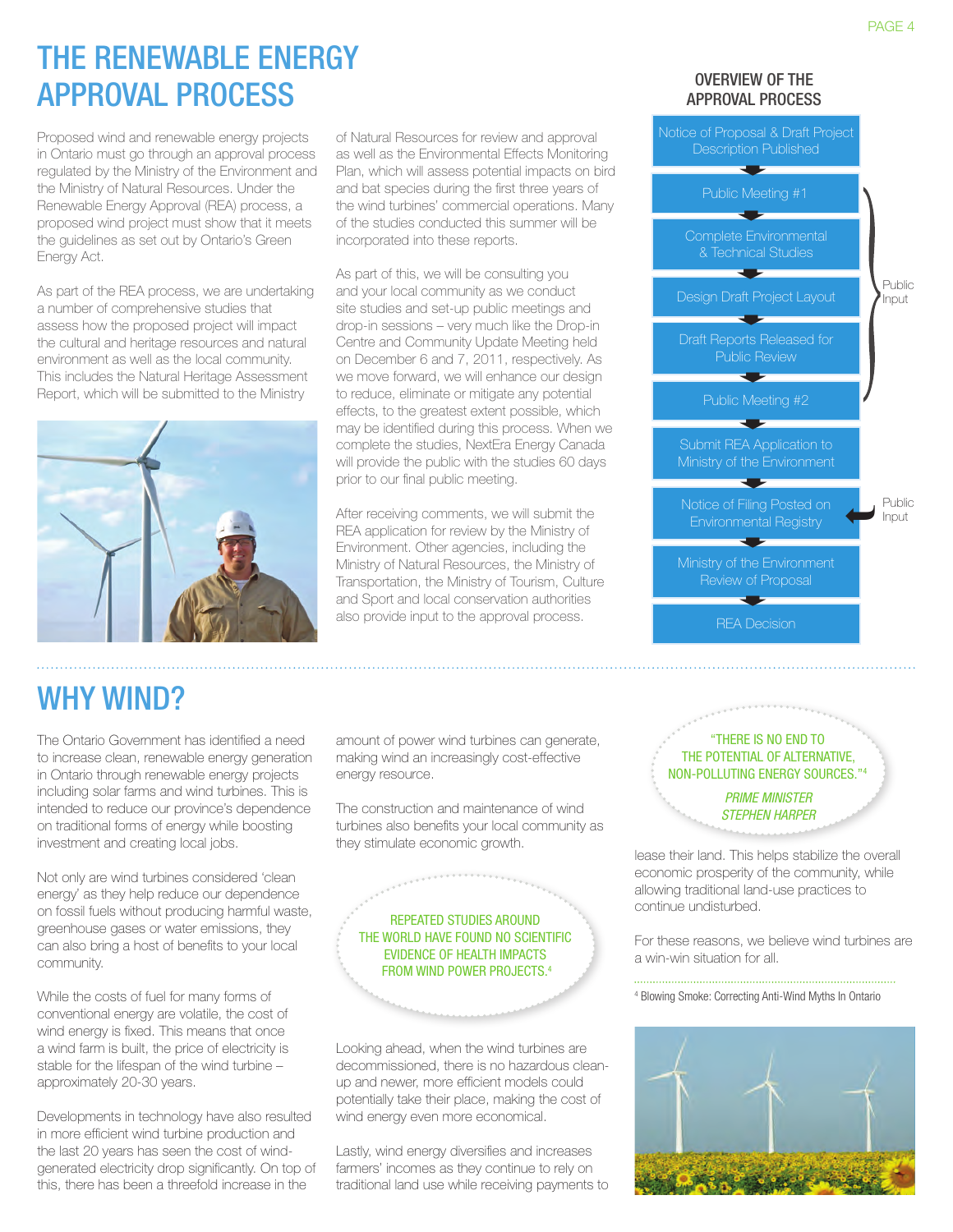# THE RENEWABLE ENERGY APPROVAL PROCESS

Proposed wind and renewable energy projects in Ontario must go through an approval process regulated by the Ministry of the Environment and the Ministry of Natural Resources. Under the Renewable Energy Approval (REA) process, a proposed wind project must show that it meets the guidelines as set out by Ontario's Green Energy Act.

As part of the REA process, we are undertaking a number of comprehensive studies that assess how the proposed project will impact the cultural and heritage resources and natural environment as well as the local community. This includes the Natural Heritage Assessment Report, which will be submitted to the Ministry of Natural Resources for review and approval as well as the Environmental Effects Monitoring Plan, which will assess potential impacts on bird and bat species during the first three years of the wind turbines' commercial operations. Many of the studies conducted this summer will be incorporated into these reports.

As part of this, we will be consulting you and your local community as we conduct site studies and set-up public meetings and drop-in sessions – very much like the Drop-in Centre and Community Update Meeting held on December 6 and 7, 2011, respectively. As we move forward, we will enhance our design to reduce, eliminate or mitigate any potential effects, to the greatest extent possible, which may be identified during this process. When we complete the studies, NextEra Energy Canada will provide the public with the studies 60 days prior to our final public meeting.

After receiving comments, we will submit the REA application for review by the Ministry of Environment. Other agencies, including the Ministry of Natural Resources, the Ministry of Transportation, the Ministry of Tourism, Culture and Sport and local conservation authorities also provide input to the approval process.

## OVERVIEW OF THE APPROVAL PROCESS

Notice of Proposal & Draft Project Description Published

Public Meeting #1

Complete Environmental & Technical Studies

Design Draft Project Layout

Draft Reports Released for Public Review

Public Meeting #2

Public Input

Submit REA Application to Ministry of the Environment

Notice of Filing Posted on Environmental Registry

Public Input

Ministry of the Environment Review of Proposal

REA Decision

# WHY WIND?

The Ontario Government has identified a need to increase clean, renewable energy generation in Ontario through renewable energy projects including solar farms and wind turbines. This is intended to reduce our province's dependence on traditional forms of energy while boosting investment and creating local jobs.

Not only are wind turbines considered 'clean energy' as they help reduce our dependence on fossil fuels without producing harmful waste, greenhouse gases or water emissions, they can also bring a host of benefits to your local community.

While the costs of fuel for many forms of conventional energy are volatile, the cost of wind energy is fixed. This means that once a wind farm is built, the price of electricity is stable for the lifespan of the wind turbine – approximately 20-30 years.

Developments in technology have also resulted in more efficient wind turbine production and the last 20 years has seen the cost of wind-generated electricity drop significantly. On top of this, there has been a threefold increase in the amount of power wind turbines can generate, making wind an increasingly cost-effective energy resource.

The construction and maintenance of wind turbines also benefits your local community as they stimulate economic growth.

REPEATED STUDIES AROUND THE WORLD HAVE FOUND NO SCIENTIFIC EVIDENCE OF HEALTH IMPACTS FROM WIND POWER PROJECTS.[4]

Looking ahead, when the wind turbines are decommissioned, there is no hazardous clean-up and newer, more efficient models could potentially take their place, making the cost of wind energy even more economical.

Lastly, wind energy diversifies and increases farmers' incomes as they continue to rely on traditional land use while receiving payments to lease their land. This helps stabilize the overall economic prosperity of the community, while allowing traditional land-use practices to continue undisturbed.

"THERE IS NO END TO THE POTENTIAL OF ALTERNATIVE, NON-POLLUTING ENERGY SOURCES."[4]

*PRIME MINISTER STEPHEN HARPER*

For these reasons, we believe wind turbines are a win-win situation for all.

[4] Blowing Smoke: Correcting Anti-Wind Myths In Ontario